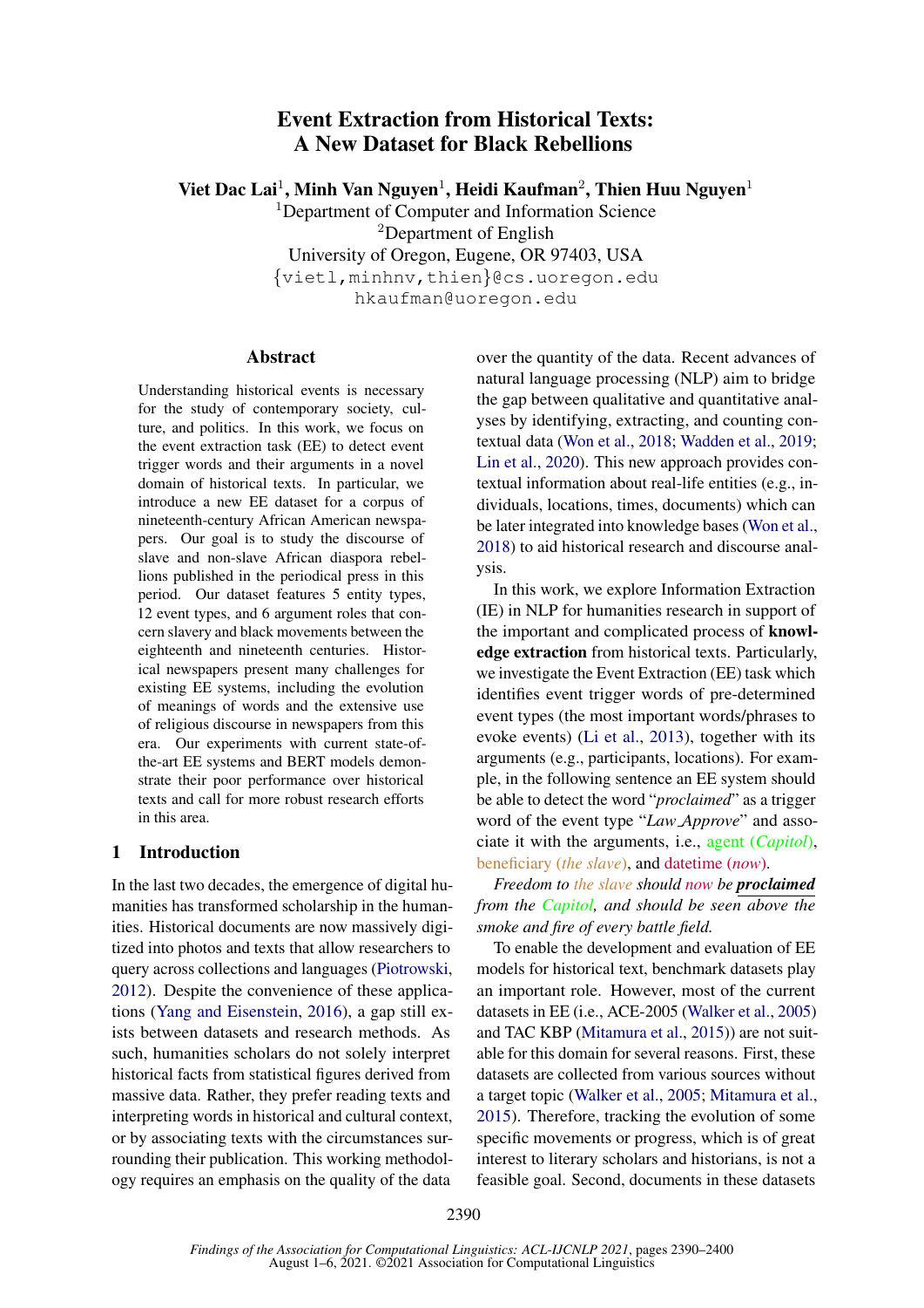# Event Extraction from Historical Texts: A New Dataset for Black Rebellions

**Viet Dac Lai**[1], **Minh Van Nguyen**[1], **Heidi Kaufman**[2], **Thien Huu Nguyen**[1]

[1]Department of Computer and Information Science
[2]Department of English
University of Oregon, Eugene, OR 97403, USA
{vietl,minhnv,thien}@cs.uoregon.edu
hkaufman@uoregon.edu

## Abstract

Understanding historical events is necessary for the study of contemporary society, culture, and politics. In this work, we focus on the event extraction task (EE) to detect event trigger words and their arguments in a novel domain of historical texts. In particular, we introduce a new EE dataset for a corpus of nineteenth-century African American newspapers. Our goal is to study the discourse of slave and non-slave African diaspora rebellions published in the periodical press in this period. Our dataset features 5 entity types, 12 event types, and 6 argument roles that concern slavery and black movements between the eighteenth and nineteenth centuries. Historical newspapers present many challenges for existing EE systems, including the evolution of meanings of words and the extensive use of religious discourse in newspapers from this era. Our experiments with current state-of-the-art EE systems and BERT models demonstrate their poor performance over historical texts and call for more robust research efforts in this area.

## 1 Introduction

In the last two decades, the emergence of digital humanities has transformed scholarship in the humanities. Historical documents are now massively digitized into photos and texts that allow researchers to query across collections and languages (Piotrowski, 2012). Despite the convenience of these applications (Yang and Eisenstein, 2016), a gap still exists between datasets and research methods. As such, humanities scholars do not solely interpret historical facts from statistical figures derived from massive data. Rather, they prefer reading texts and interpreting words in historical and cultural context, or by associating texts with the circumstances surrounding their publication. This working methodology requires an emphasis on the quality of the data over the quantity of the data. Recent advances of natural language processing (NLP) aim to bridge the gap between qualitative and quantitative analyses by identifying, extracting, and counting contextual data (Won et al., 2018; Wadden et al., 2019; Lin et al., 2020). This new approach provides contextual information about real-life entities (e.g., individuals, locations, times, documents) which can be later integrated into knowledge bases (Won et al., 2018) to aid historical research and discourse analysis.

In this work, we explore Information Extraction (IE) in NLP for humanities research in support of the important and complicated process of **knowledge extraction** from historical texts. Particularly, we investigate the Event Extraction (EE) task which identifies event trigger words of pre-determined event types (the most important words/phrases to evoke events) (Li et al., 2013), together with its arguments (e.g., participants, locations). For example, in the following sentence an EE system should be able to detect the word "*proclaimed*" as a trigger word of the event type "*Law_Approve*" and associate it with the arguments, i.e., agent (*Capitol*), beneficiary (*the slave*), and datetime (*now*).

*Freedom to the slave should now be* ***proclaimed*** *from the Capitol, and should be seen above the smoke and fire of every battle field.*

To enable the development and evaluation of EE models for historical text, benchmark datasets play an important role. However, most of the current datasets in EE (i.e., ACE-2005 (Walker et al., 2005) and TAC KBP (Mitamura et al., 2015)) are not suitable for this domain for several reasons. First, these datasets are collected from various sources without a target topic (Walker et al., 2005; Mitamura et al., 2015). Therefore, tracking the evolution of some specific movements or progress, which is of great interest to literary scholars and historians, is not a feasible goal. Second, documents in these datasets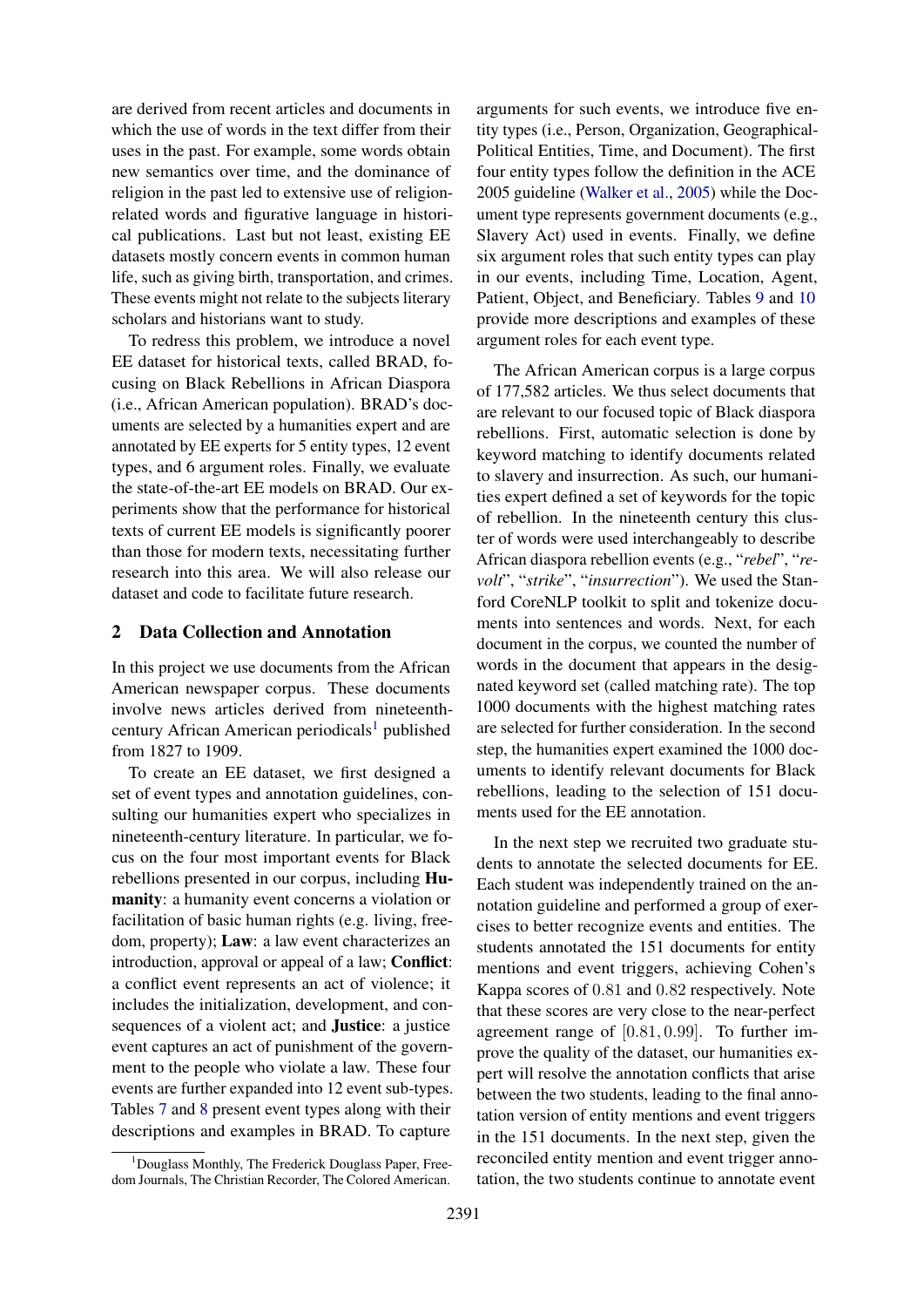are derived from recent articles and documents in which the use of words in the text differ from their uses in the past. For example, some words obtain new semantics over time, and the dominance of religion in the past led to extensive use of religion-related words and figurative language in historical publications. Last but not least, existing EE datasets mostly concern events in common human life, such as giving birth, transportation, and crimes. These events might not relate to the subjects literary scholars and historians want to study.

To redress this problem, we introduce a novel EE dataset for historical texts, called BRAD, focusing on Black Rebellions in African Diaspora (i.e., African American population). BRAD's documents are selected by a humanities expert and are annotated by EE experts for 5 entity types, 12 event types, and 6 argument roles. Finally, we evaluate the state-of-the-art EE models on BRAD. Our experiments show that the performance for historical texts of current EE models is significantly poorer than those for modern texts, necessitating further research into this area. We will also release our dataset and code to facilitate future research.

## 2 Data Collection and Annotation

In this project we use documents from the African American newspaper corpus. These documents involve news articles derived from nineteenth-century African American periodicals[1] published from 1827 to 1909.

To create an EE dataset, we first designed a set of event types and annotation guidelines, consulting our humanities expert who specializes in nineteenth-century literature. In particular, we focus on the four most important events for Black rebellions presented in our corpus, including **Humanity**: a humanity event concerns a violation or facilitation of basic human rights (e.g. living, freedom, property); **Law**: a law event characterizes an introduction, approval or appeal of a law; **Conflict**: a conflict event represents an act of violence; it includes the initialization, development, and consequences of a violent act; and **Justice**: a justice event captures an act of punishment of the government to the people who violate a law. These four events are further expanded into 12 event sub-types. Tables 7 and 8 present event types along with their descriptions and examples in BRAD. To capture arguments for such events, we introduce five entity types (i.e., Person, Organization, Geographical-Political Entities, Time, and Document). The first four entity types follow the definition in the ACE 2005 guideline (Walker et al., 2005) while the Document type represents government documents (e.g., Slavery Act) used in events. Finally, we define six argument roles that such entity types can play in our events, including Time, Location, Agent, Patient, Object, and Beneficiary. Tables 9 and 10 provide more descriptions and examples of these argument roles for each event type.

The African American corpus is a large corpus of 177,582 articles. We thus select documents that are relevant to our focused topic of Black diaspora rebellions. First, automatic selection is done by keyword matching to identify documents related to slavery and insurrection. As such, our humanities expert defined a set of keywords for the topic of rebellion. In the nineteenth century this cluster of words were used interchangeably to describe African diaspora rebellion events (e.g., "*rebel*", "*revolt*", "*strike*", "*insurrection*"). We used the Stanford CoreNLP toolkit to split and tokenize documents into sentences and words. Next, for each document in the corpus, we counted the number of words in the document that appears in the designated keyword set (called matching rate). The top 1000 documents with the highest matching rates are selected for further consideration. In the second step, the humanities expert examined the 1000 documents to identify relevant documents for Black rebellions, leading to the selection of 151 documents used for the EE annotation.

In the next step we recruited two graduate students to annotate the selected documents for EE. Each student was independently trained on the annotation guideline and performed a group of exercises to better recognize events and entities. The students annotated the 151 documents for entity mentions and event triggers, achieving Cohen's Kappa scores of $0.81$ and $0.82$ respectively. Note that these scores are very close to the near-perfect agreement range of $[0.81, 0.99]$. To further improve the quality of the dataset, our humanities expert will resolve the annotation conflicts that arise between the two students, leading to the final annotation version of entity mentions and event triggers in the 151 documents. In the next step, given the reconciled entity mention and event trigger annotation, the two students continue to annotate event

[1] Douglass Monthly, The Frederick Douglass Paper, Freedom Journals, The Christian Recorder, The Colored American.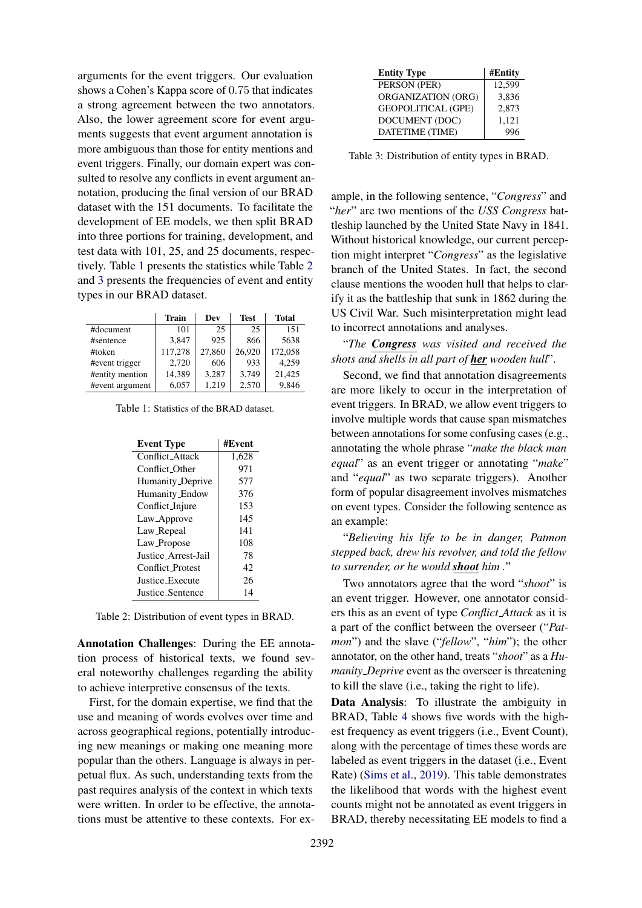arguments for the event triggers. Our evaluation shows a Cohen's Kappa score of 0.75 that indicates a strong agreement between the two annotators. Also, the lower agreement score for event arguments suggests that event argument annotation is more ambiguous than those for entity mentions and event triggers. Finally, our domain expert was consulted to resolve any conflicts in event argument annotation, producing the final version of our BRAD dataset with the 151 documents. To facilitate the development of EE models, we then split BRAD into three portions for training, development, and test data with 101, 25, and 25 documents, respectively. Table 1 presents the statistics while Table 2 and 3 presents the frequencies of event and entity types in our BRAD dataset.

| | Train | Dev | Test | Total |
|---|---|---|---|---|
| #document | 101 | 25 | 25 | 151 |
| #sentence | 3,847 | 925 | 866 | 5638 |
| #token | 117,278 | 27,860 | 26,920 | 172,058 |
| #event trigger | 2,720 | 606 | 933 | 4,259 |
| #entity mention | 14,389 | 3,287 | 3,749 | 21,425 |
| #event argument | 6,057 | 1,219 | 2,570 | 9,846 |

Table 1: Statistics of the BRAD dataset.

| Event Type | #Event |
|---|---|
| Conflict_Attack | 1,628 |
| Conflict_Other | 971 |
| Humanity_Deprive | 577 |
| Humanity_Endow | 376 |
| Conflict_Injure | 153 |
| Law_Approve | 145 |
| Law_Repeal | 141 |
| Law_Propose | 108 |
| Justice_Arrest-Jail | 78 |
| Conflict_Protest | 42 |
| Justice_Execute | 26 |
| Justice_Sentence | 14 |

Table 2: Distribution of event types in BRAD.

**Annotation Challenges**: During the EE annotation process of historical texts, we found several noteworthy challenges regarding the ability to achieve interpretive consensus of the texts.

First, for the domain expertise, we find that the use and meaning of words evolves over time and across geographical regions, potentially introducing new meanings or making one meaning more popular than the others. Language is always in perpetual flux. As such, understanding texts from the past requires analysis of the context in which texts were written. In order to be effective, the annotations must be attentive to these contexts. For example, in the following sentence, "*Congress*" and "*her*" are two mentions of the *USS Congress* battleship launched by the United State Navy in 1841. Without historical knowledge, our current perception might interpret "*Congress*" as the legislative branch of the United States. In fact, the second clause mentions the wooden hull that helps to clarify it as the battleship that sunk in 1862 during the US Civil War. Such misinterpretation might lead to incorrect annotations and analyses.

| Entity Type | #Entity |
|---|---|
| PERSON (PER) | 12,599 |
| ORGANIZATION (ORG) | 3,836 |
| GEOPOLITICAL (GPE) | 2,873 |
| DOCUMENT (DOC) | 1,121 |
| DATETIME (TIME) | 996 |

Table 3: Distribution of entity types in BRAD.

"*The **Congress** was visited and received the shots and shells in all part of **her** wooden hull*".

Second, we find that annotation disagreements are more likely to occur in the interpretation of event triggers. In BRAD, we allow event triggers to involve multiple words that cause span mismatches between annotations for some confusing cases (e.g., annotating the whole phrase "*make the black man equal*" as an event trigger or annotating "*make*" and "*equal*" as two separate triggers). Another form of popular disagreement involves mismatches on event types. Consider the following sentence as an example:

"*Believing his life to be in danger, Patmon stepped back, drew his revolver, and told the fellow to surrender, or he would **shoot** him .*"

Two annotators agree that the word "*shoot*" is an event trigger. However, one annotator considers this as an event of type *Conflict_Attack* as it is a part of the conflict between the overseer ("*Patmon*") and the slave ("*fellow*", "*him*"); the other annotator, on the other hand, treats "*shoot*" as a *Humanity_Deprive* event as the overseer is threatening to kill the slave (i.e., taking the right to life).

**Data Analysis**: To illustrate the ambiguity in BRAD, Table 4 shows five words with the highest frequency as event triggers (i.e., Event Count), along with the percentage of times these words are labeled as event triggers in the dataset (i.e., Event Rate) (Sims et al., 2019). This table demonstrates the likelihood that words with the highest event counts might not be annotated as event triggers in BRAD, thereby necessitating EE models to find a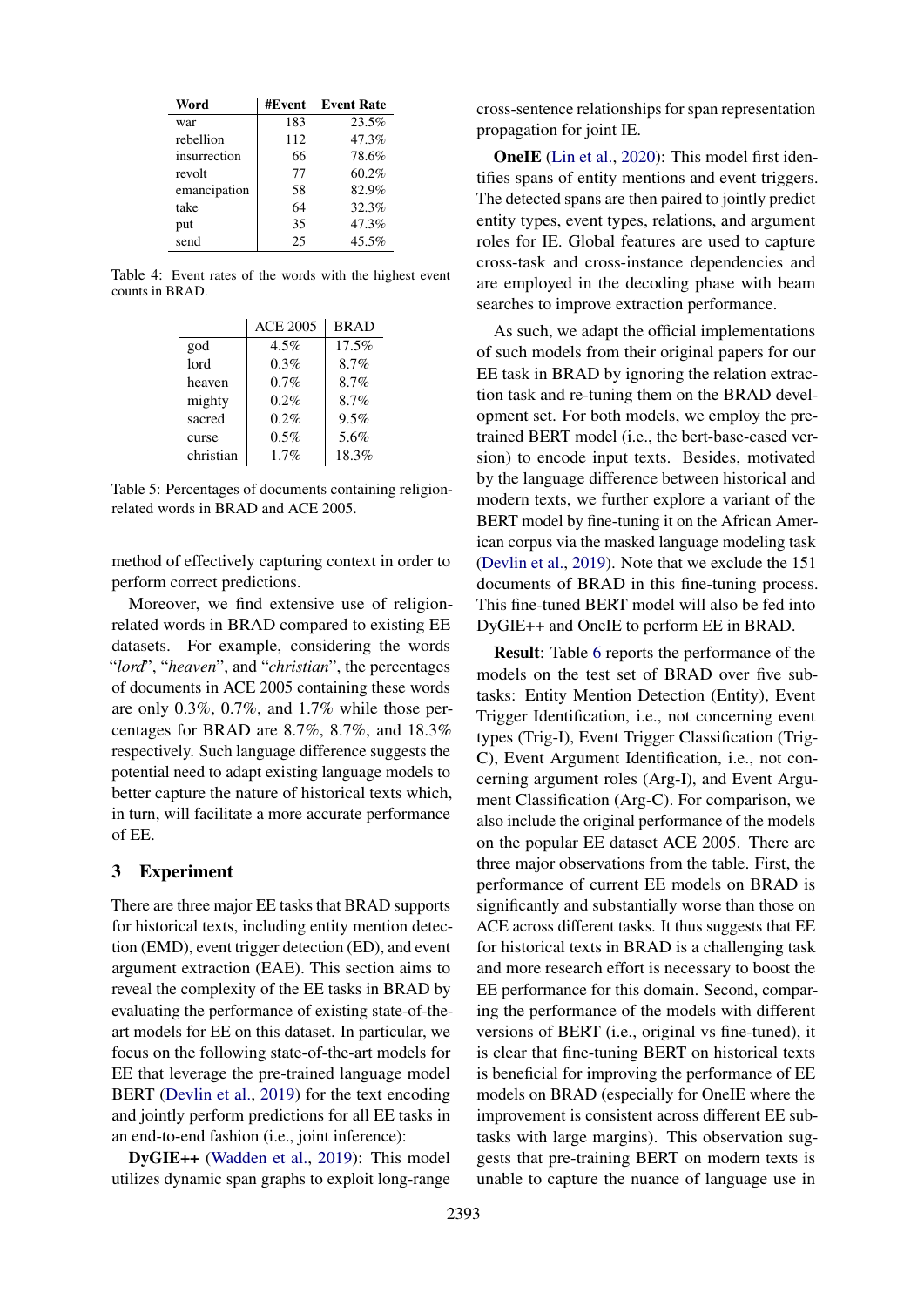| Word | #Event | Event Rate |
|---|---|---|
| war | 183 | 23.5% |
| rebellion | 112 | 47.3% |
| insurrection | 66 | 78.6% |
| revolt | 77 | 60.2% |
| emancipation | 58 | 82.9% |
| take | 64 | 32.3% |
| put | 35 | 47.3% |
| send | 25 | 45.5% |

Table 4: Event rates of the words with the highest event counts in BRAD.

| | ACE 2005 | BRAD |
|---|---|---|
| god | 4.5% | 17.5% |
| lord | 0.3% | 8.7% |
| heaven | 0.7% | 8.7% |
| mighty | 0.2% | 8.7% |
| sacred | 0.2% | 9.5% |
| curse | 0.5% | 5.6% |
| christian | 1.7% | 18.3% |

Table 5: Percentages of documents containing religion-related words in BRAD and ACE 2005.

method of effectively capturing context in order to perform correct predictions.

Moreover, we find extensive use of religion-related words in BRAD compared to existing EE datasets. For example, considering the words "*lord*", "*heaven*", and "*christian*", the percentages of documents in ACE 2005 containing these words are only 0.3%, 0.7%, and 1.7% while those percentages for BRAD are 8.7%, 8.7%, and 18.3% respectively. Such language difference suggests the potential need to adapt existing language models to better capture the nature of historical texts which, in turn, will facilitate a more accurate performance of EE.

## 3 Experiment

There are three major EE tasks that BRAD supports for historical texts, including entity mention detection (EMD), event trigger detection (ED), and event argument extraction (EAE). This section aims to reveal the complexity of the EE tasks in BRAD by evaluating the performance of existing state-of-the-art models for EE on this dataset. In particular, we focus on the following state-of-the-art models for EE that leverage the pre-trained language model BERT (Devlin et al., 2019) for the text encoding and jointly perform predictions for all EE tasks in an end-to-end fashion (i.e., joint inference):

**DyGIE++** (Wadden et al., 2019): This model utilizes dynamic span graphs to exploit long-range cross-sentence relationships for span representation propagation for joint IE.

**OneIE** (Lin et al., 2020): This model first identifies spans of entity mentions and event triggers. The detected spans are then paired to jointly predict entity types, event types, relations, and argument roles for IE. Global features are used to capture cross-task and cross-instance dependencies and are employed in the decoding phase with beam searches to improve extraction performance.

As such, we adapt the official implementations of such models from their original papers for our EE task in BRAD by ignoring the relation extraction task and re-tuning them on the BRAD development set. For both models, we employ the pre-trained BERT model (i.e., the bert-base-cased version) to encode input texts. Besides, motivated by the language difference between historical and modern texts, we further explore a variant of the BERT model by fine-tuning it on the African American corpus via the masked language modeling task (Devlin et al., 2019). Note that we exclude the 151 documents of BRAD in this fine-tuning process. This fine-tuned BERT model will also be fed into DyGIE++ and OneIE to perform EE in BRAD.

**Result**: Table 6 reports the performance of the models on the test set of BRAD over five subtasks: Entity Mention Detection (Entity), Event Trigger Identification, i.e., not concerning event types (Trig-I), Event Trigger Classification (Trig-C), Event Argument Identification, i.e., not concerning argument roles (Arg-I), and Event Argument Classification (Arg-C). For comparison, we also include the original performance of the models on the popular EE dataset ACE 2005. There are three major observations from the table. First, the performance of current EE models on BRAD is significantly and substantially worse than those on ACE across different tasks. It thus suggests that EE for historical texts in BRAD is a challenging task and more research effort is necessary to boost the EE performance for this domain. Second, comparing the performance of the models with different versions of BERT (i.e., original vs fine-tuned), it is clear that fine-tuning BERT on historical texts is beneficial for improving the performance of EE models on BRAD (especially for OneIE where the improvement is consistent across different EE subtasks with large margins). This observation suggests that pre-training BERT on modern texts is unable to capture the nuance of language use in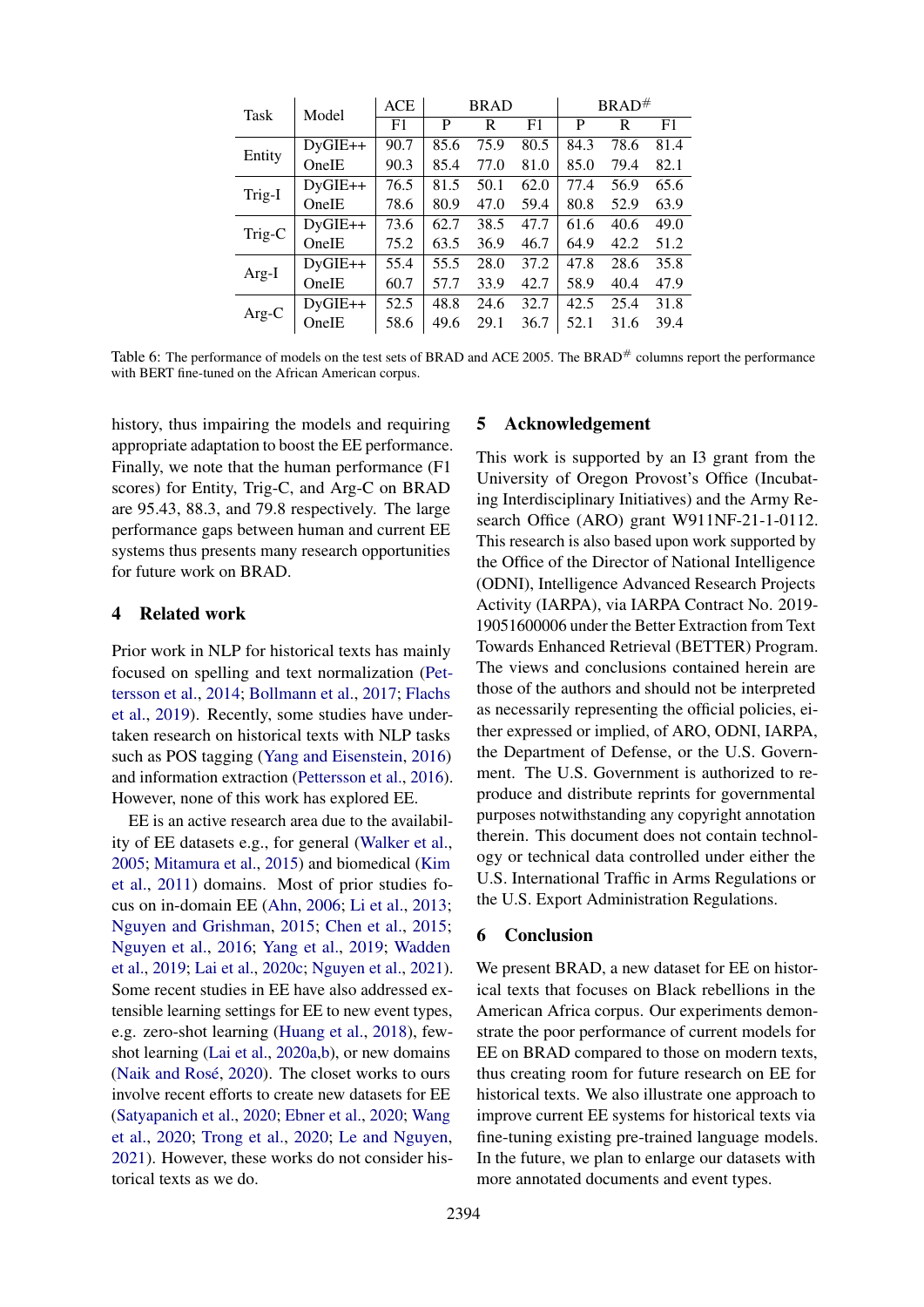| Task | Model | ACE | BRAD | | | BRAD# | | |
|---|---|---|---|---|---|---|---|---|
| | | F1 | P | R | F1 | P | R | F1 |
| Entity | DyGIE++ | 90.7 | 85.6 | 75.9 | 80.5 | 84.3 | 78.6 | 81.4 |
| | OneIE | 90.3 | 85.4 | 77.0 | 81.0 | 85.0 | 79.4 | 82.1 |
| Trig-I | DyGIE++ | 76.5 | 81.5 | 50.1 | 62.0 | 77.4 | 56.9 | 65.6 |
| | OneIE | 78.6 | 80.9 | 47.0 | 59.4 | 80.8 | 52.9 | 63.9 |
| Trig-C | DyGIE++ | 73.6 | 62.7 | 38.5 | 47.7 | 61.6 | 40.6 | 49.0 |
| | OneIE | 75.2 | 63.5 | 36.9 | 46.7 | 64.9 | 42.2 | 51.2 |
| Arg-I | DyGIE++ | 55.4 | 55.5 | 28.0 | 37.2 | 47.8 | 28.6 | 35.8 |
| | OneIE | 60.7 | 57.7 | 33.9 | 42.7 | 58.9 | 40.4 | 47.9 |
| Arg-C | DyGIE++ | 52.5 | 48.8 | 24.6 | 32.7 | 42.5 | 25.4 | 31.8 |
| | OneIE | 58.6 | 49.6 | 29.1 | 36.7 | 52.1 | 31.6 | 39.4 |

Table 6: The performance of models on the test sets of BRAD and ACE 2005. The BRAD# columns report the performance with BERT fine-tuned on the African American corpus.

history, thus impairing the models and requiring appropriate adaptation to boost the EE performance. Finally, we note that the human performance (F1 scores) for Entity, Trig-C, and Arg-C on BRAD are 95.43, 88.3, and 79.8 respectively. The large performance gaps between human and current EE systems thus presents many research opportunities for future work on BRAD.

## 4 Related work

Prior work in NLP for historical texts has mainly focused on spelling and text normalization (Pettersson et al., 2014; Bollmann et al., 2017; Flachs et al., 2019). Recently, some studies have undertaken research on historical texts with NLP tasks such as POS tagging (Yang and Eisenstein, 2016) and information extraction (Pettersson et al., 2016). However, none of this work has explored EE.

EE is an active research area due to the availability of EE datasets e.g., for general (Walker et al., 2005; Mitamura et al., 2015) and biomedical (Kim et al., 2011) domains. Most of prior studies focus on in-domain EE (Ahn, 2006; Li et al., 2013; Nguyen and Grishman, 2015; Chen et al., 2015; Nguyen et al., 2016; Yang et al., 2019; Wadden et al., 2019; Lai et al., 2020c; Nguyen et al., 2021). Some recent studies in EE have also addressed extensible learning settings for EE to new event types, e.g. zero-shot learning (Huang et al., 2018), few-shot learning (Lai et al., 2020a,b), or new domains (Naik and Rosé, 2020). The closet works to ours involve recent efforts to create new datasets for EE (Satyapanich et al., 2020; Ebner et al., 2020; Wang et al., 2020; Trong et al., 2020; Le and Nguyen, 2021). However, these works do not consider historical texts as we do.

## 5 Acknowledgement

This work is supported by an I3 grant from the University of Oregon Provost's Office (Incubating Interdisciplinary Initiatives) and the Army Research Office (ARO) grant W911NF-21-1-0112. This research is also based upon work supported by the Office of the Director of National Intelligence (ODNI), Intelligence Advanced Research Projects Activity (IARPA), via IARPA Contract No. 2019-19051600006 under the Better Extraction from Text Towards Enhanced Retrieval (BETTER) Program. The views and conclusions contained herein are those of the authors and should not be interpreted as necessarily representing the official policies, either expressed or implied, of ARO, ODNI, IARPA, the Department of Defense, or the U.S. Government. The U.S. Government is authorized to reproduce and distribute reprints for governmental purposes notwithstanding any copyright annotation therein. This document does not contain technology or technical data controlled under either the U.S. International Traffic in Arms Regulations or the U.S. Export Administration Regulations.

## 6 Conclusion

We present BRAD, a new dataset for EE on historical texts that focuses on Black rebellions in the American Africa corpus. Our experiments demonstrate the poor performance of current models for EE on BRAD compared to those on modern texts, thus creating room for future research on EE for historical texts. We also illustrate one approach to improve current EE systems for historical texts via fine-tuning existing pre-trained language models. In the future, we plan to enlarge our datasets with more annotated documents and event types.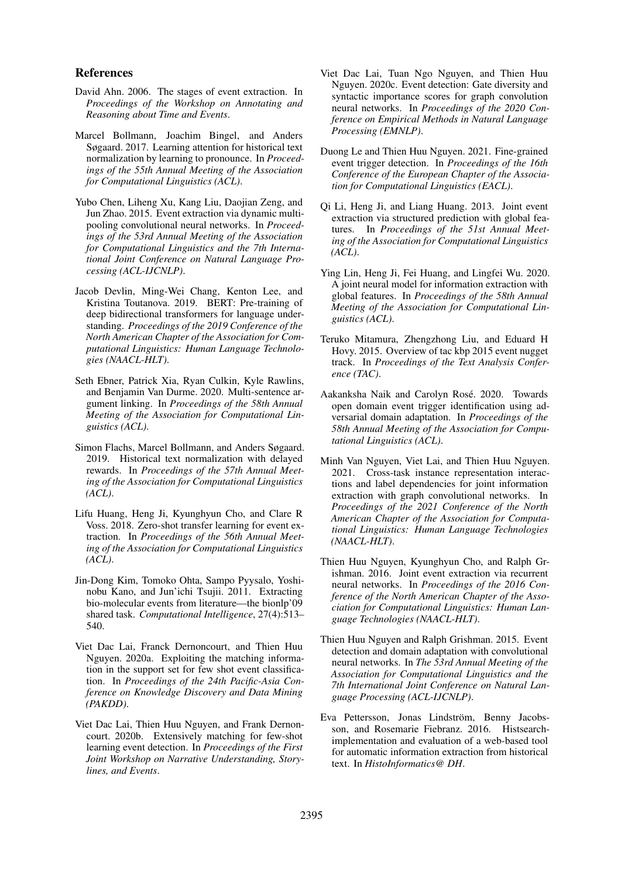## References

David Ahn. 2006. The stages of event extraction. In *Proceedings of the Workshop on Annotating and Reasoning about Time and Events*.

Marcel Bollmann, Joachim Bingel, and Anders Søgaard. 2017. Learning attention for historical text normalization by learning to pronounce. In *Proceedings of the 55th Annual Meeting of the Association for Computational Linguistics (ACL)*.

Yubo Chen, Liheng Xu, Kang Liu, Daojian Zeng, and Jun Zhao. 2015. Event extraction via dynamic multi-pooling convolutional neural networks. In *Proceedings of the 53rd Annual Meeting of the Association for Computational Linguistics and the 7th International Joint Conference on Natural Language Processing (ACL-IJCNLP)*.

Jacob Devlin, Ming-Wei Chang, Kenton Lee, and Kristina Toutanova. 2019. BERT: Pre-training of deep bidirectional transformers for language understanding. *Proceedings of the 2019 Conference of the North American Chapter of the Association for Computational Linguistics: Human Language Technologies (NAACL-HLT)*.

Seth Ebner, Patrick Xia, Ryan Culkin, Kyle Rawlins, and Benjamin Van Durme. 2020. Multi-sentence argument linking. In *Proceedings of the 58th Annual Meeting of the Association for Computational Linguistics (ACL)*.

Simon Flachs, Marcel Bollmann, and Anders Søgaard. 2019. Historical text normalization with delayed rewards. In *Proceedings of the 57th Annual Meeting of the Association for Computational Linguistics (ACL)*.

Lifu Huang, Heng Ji, Kyunghyun Cho, and Clare R Voss. 2018. Zero-shot transfer learning for event extraction. In *Proceedings of the 56th Annual Meeting of the Association for Computational Linguistics (ACL)*.

Jin-Dong Kim, Tomoko Ohta, Sampo Pyysalo, Yoshinobu Kano, and Jun'ichi Tsujii. 2011. Extracting bio-molecular events from literature—the bionlp'09 shared task. *Computational Intelligence*, 27(4):513–540.

Viet Dac Lai, Franck Dernoncourt, and Thien Huu Nguyen. 2020a. Exploiting the matching information in the support set for few shot event classification. In *Proceedings of the 24th Pacific-Asia Conference on Knowledge Discovery and Data Mining (PAKDD)*.

Viet Dac Lai, Thien Huu Nguyen, and Frank Dernoncourt. 2020b. Extensively matching for few-shot learning event detection. In *Proceedings of the First Joint Workshop on Narrative Understanding, Storylines, and Events*.

Viet Dac Lai, Tuan Ngo Nguyen, and Thien Huu Nguyen. 2020c. Event detection: Gate diversity and syntactic importance scores for graph convolution neural networks. In *Proceedings of the 2020 Conference on Empirical Methods in Natural Language Processing (EMNLP)*.

Duong Le and Thien Huu Nguyen. 2021. Fine-grained event trigger detection. In *Proceedings of the 16th Conference of the European Chapter of the Association for Computational Linguistics (EACL)*.

Qi Li, Heng Ji, and Liang Huang. 2013. Joint event extraction via structured prediction with global features. In *Proceedings of the 51st Annual Meeting of the Association for Computational Linguistics (ACL)*.

Ying Lin, Heng Ji, Fei Huang, and Lingfei Wu. 2020. A joint neural model for information extraction with global features. In *Proceedings of the 58th Annual Meeting of the Association for Computational Linguistics (ACL)*.

Teruko Mitamura, Zhengzhong Liu, and Eduard H Hovy. 2015. Overview of tac kbp 2015 event nugget track. In *Proceedings of the Text Analysis Conference (TAC)*.

Aakanksha Naik and Carolyn Rosé. 2020. Towards open domain event trigger identification using adversarial domain adaptation. In *Proceedings of the 58th Annual Meeting of the Association for Computational Linguistics (ACL)*.

Minh Van Nguyen, Viet Lai, and Thien Huu Nguyen. 2021. Cross-task instance representation interactions and label dependencies for joint information extraction with graph convolutional networks. In *Proceedings of the 2021 Conference of the North American Chapter of the Association for Computational Linguistics: Human Language Technologies (NAACL-HLT)*.

Thien Huu Nguyen, Kyunghyun Cho, and Ralph Grishman. 2016. Joint event extraction via recurrent neural networks. In *Proceedings of the 2016 Conference of the North American Chapter of the Association for Computational Linguistics: Human Language Technologies (NAACL-HLT)*.

Thien Huu Nguyen and Ralph Grishman. 2015. Event detection and domain adaptation with convolutional neural networks. In *The 53rd Annual Meeting of the Association for Computational Linguistics and the 7th International Joint Conference on Natural Language Processing (ACL-IJCNLP)*.

Eva Pettersson, Jonas Lindström, Benny Jacobsson, and Rosemarie Fiebranz. 2016. Histsearch-implementation and evaluation of a web-based tool for automatic information extraction from historical text. In *HistoInformatics@ DH*.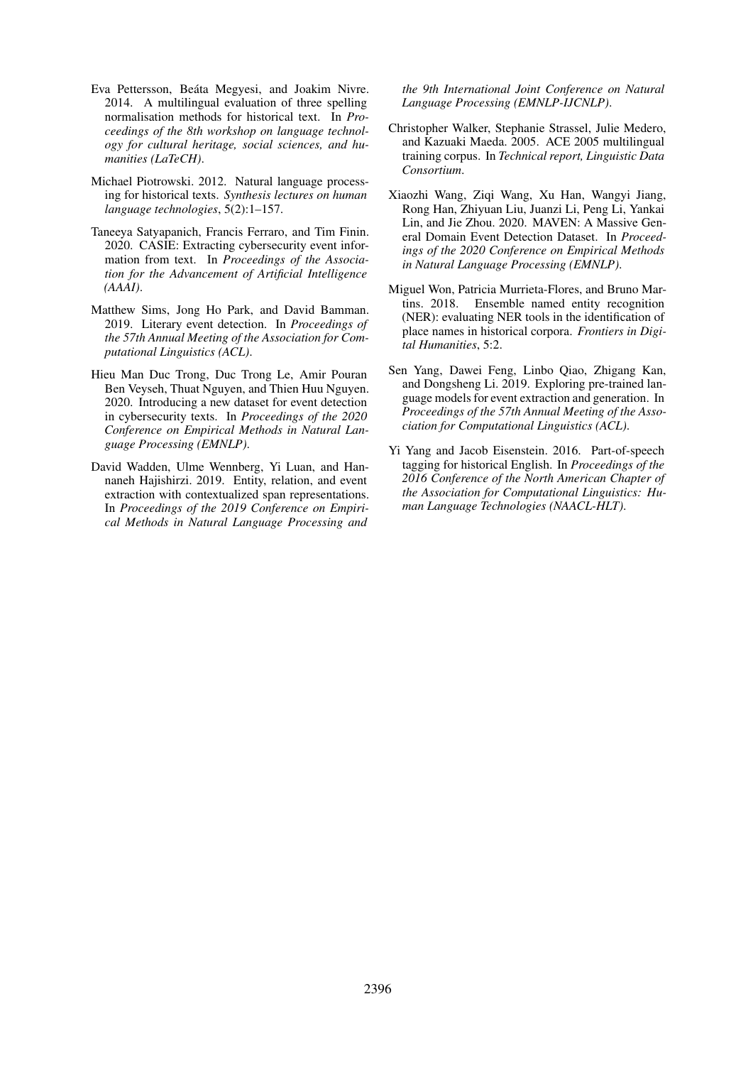Eva Pettersson, Beáta Megyesi, and Joakim Nivre. 2014. A multilingual evaluation of three spelling normalisation methods for historical text. In *Proceedings of the 8th workshop on language technology for cultural heritage, social sciences, and humanities (LaTeCH)*.

Michael Piotrowski. 2012. Natural language processing for historical texts. *Synthesis lectures on human language technologies*, 5(2):1–157.

Taneeya Satyapanich, Francis Ferraro, and Tim Finin. 2020. CASIE: Extracting cybersecurity event information from text. In *Proceedings of the Association for the Advancement of Artificial Intelligence (AAAI)*.

Matthew Sims, Jong Ho Park, and David Bamman. 2019. Literary event detection. In *Proceedings of the 57th Annual Meeting of the Association for Computational Linguistics (ACL)*.

Hieu Man Duc Trong, Duc Trong Le, Amir Pouran Ben Veyseh, Thuat Nguyen, and Thien Huu Nguyen. 2020. Introducing a new dataset for event detection in cybersecurity texts. In *Proceedings of the 2020 Conference on Empirical Methods in Natural Language Processing (EMNLP)*.

David Wadden, Ulme Wennberg, Yi Luan, and Hannaneh Hajishirzi. 2019. Entity, relation, and event extraction with contextualized span representations. In *Proceedings of the 2019 Conference on Empirical Methods in Natural Language Processing and the 9th International Joint Conference on Natural Language Processing (EMNLP-IJCNLP)*.

Christopher Walker, Stephanie Strassel, Julie Medero, and Kazuaki Maeda. 2005. ACE 2005 multilingual training corpus. In *Technical report, Linguistic Data Consortium*.

Xiaozhi Wang, Ziqi Wang, Xu Han, Wangyi Jiang, Rong Han, Zhiyuan Liu, Juanzi Li, Peng Li, Yankai Lin, and Jie Zhou. 2020. MAVEN: A Massive General Domain Event Detection Dataset. In *Proceedings of the 2020 Conference on Empirical Methods in Natural Language Processing (EMNLP)*.

Miguel Won, Patricia Murrieta-Flores, and Bruno Martins. 2018. Ensemble named entity recognition (NER): evaluating NER tools in the identification of place names in historical corpora. *Frontiers in Digital Humanities*, 5:2.

Sen Yang, Dawei Feng, Linbo Qiao, Zhigang Kan, and Dongsheng Li. 2019. Exploring pre-trained language models for event extraction and generation. In *Proceedings of the 57th Annual Meeting of the Association for Computational Linguistics (ACL)*.

Yi Yang and Jacob Eisenstein. 2016. Part-of-speech tagging for historical English. In *Proceedings of the 2016 Conference of the North American Chapter of the Association for Computational Linguistics: Human Language Technologies (NAACL-HLT)*.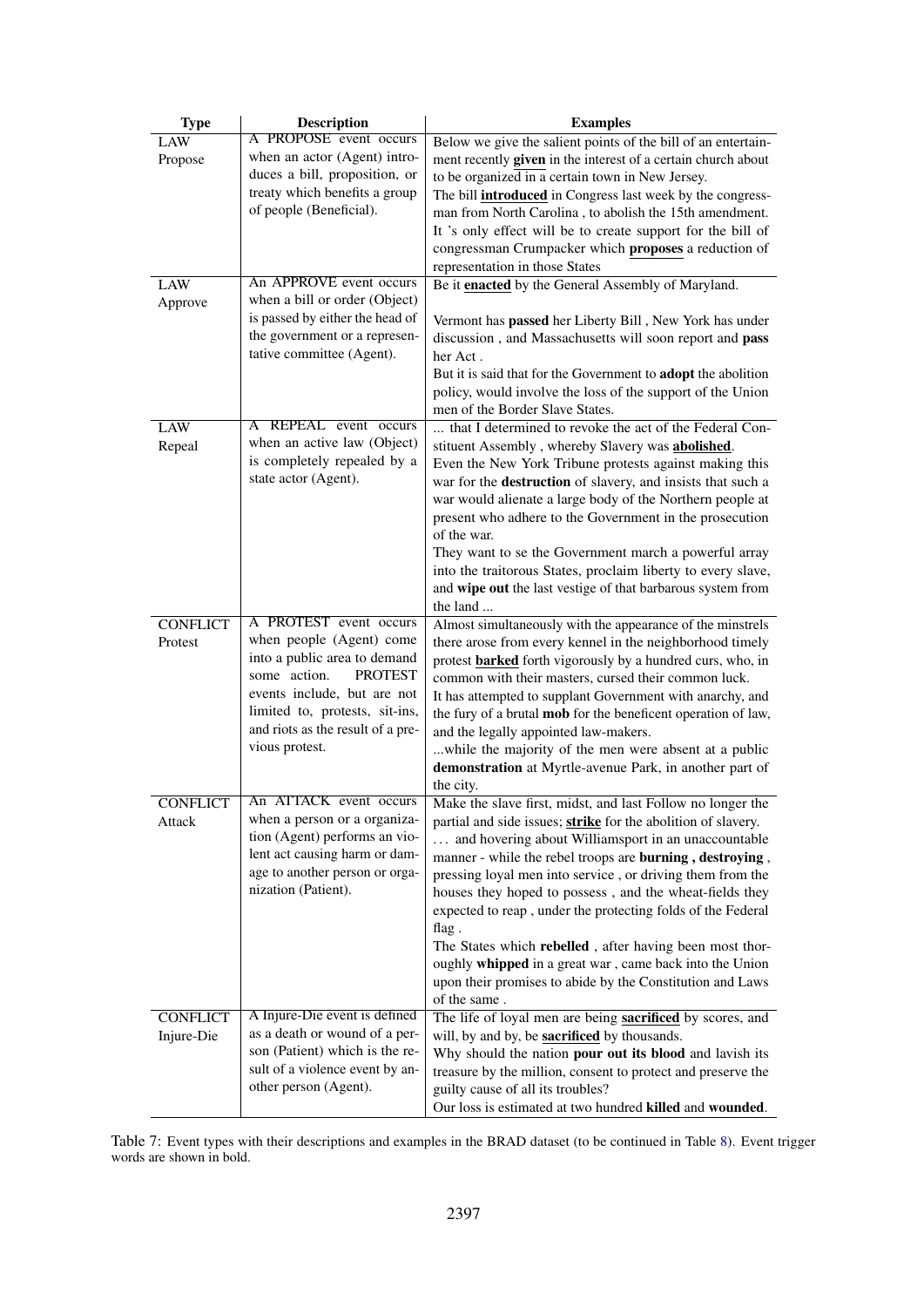| Type | Description | Examples |
|---|---|---|
| LAW Propose | A PROPOSE event occurs when an actor (Agent) introduces a bill, proposition, or treaty which benefits a group of people (Beneficial). | Below we give the salient points of the bill of an entertainment recently **given** in the interest of a certain church about to be organized in a certain town in New Jersey. The bill **introduced** in Congress last week by the congressman from North Carolina , to abolish the 15th amendment. It 's only effect will be to create support for the bill of congressman Crumpacker which **proposes** a reduction of representation in those States |
| LAW Approve | An APPROVE event occurs when a bill or order (Object) is passed by either the head of the government or a representative committee (Agent). | Be it **enacted** by the General Assembly of Maryland. Vermont has **passed** her Liberty Bill , New York has under discussion , and Massachusetts will soon report and **pass** her Act . But it is said that for the Government to **adopt** the abolition policy, would involve the loss of the support of the Union men of the Border Slave States. |
| LAW Repeal | A REPEAL event occurs when an active law (Object) is completely repealed by a state actor (Agent). | ... that I determined to revoke the act of the Federal Constituent Assembly , whereby Slavery was **abolished**. Even the New York Tribune protests against making this war for the **destruction** of slavery, and insists that such a war would alienate a large body of the Northern people at present who adhere to the Government in the prosecution of the war. They want to se the Government march a powerful array into the traitorous States, proclaim liberty to every slave, and **wipe out** the last vestige of that barbarous system from the land ... |
| CONFLICT Protest | A PROTEST event occurs when people (Agent) come into a public area to demand some action. PROTEST events include, but are not limited to, protests, sit-ins, and riots as the result of a previous protest. | Almost simultaneously with the appearance of the minstrels there arose from every kennel in the neighborhood timely protest **barked** forth vigorously by a hundred curs, who, in common with their masters, cursed their common luck. It has attempted to supplant Government with anarchy, and the fury of a brutal **mob** for the beneficent operation of law, and the legally appointed law-makers. ...while the majority of the men were absent at a public **demonstration** at Myrtle-avenue Park, in another part of the city. |
| CONFLICT Attack | An ATTACK event occurs when a person or a organization (Agent) performs an violent act causing harm or damage to another person or organization (Patient). | Make the slave first, midst, and last Follow no longer the partial and side issues; **strike** for the abolition of slavery. … and hovering about Williamsport in an unaccountable manner - while the rebel troops are **burning , destroying** , pressing loyal men into service , or driving them from the houses they hoped to possess , and the wheat-fields they expected to reap , under the protecting folds of the Federal flag . The States which **rebelled** , after having been most thoroughly **whipped** in a great war , came back into the Union upon their promises to abide by the Constitution and Laws of the same . |
| CONFLICT Injure-Die | A Injure-Die event is defined as a death or wound of a person (Patient) which is the result of a violence event by another person (Agent). | The life of loyal men are being **sacrificed** by scores, and will, by and by, be **sacrificed** by thousands. Why should the nation **pour out its blood** and lavish its treasure by the million, consent to protect and preserve the guilty cause of all its troubles? Our loss is estimated at two hundred **killed** and **wounded**. |

Table 7: Event types with their descriptions and examples in the BRAD dataset (to be continued in Table 8). Event trigger words are shown in bold.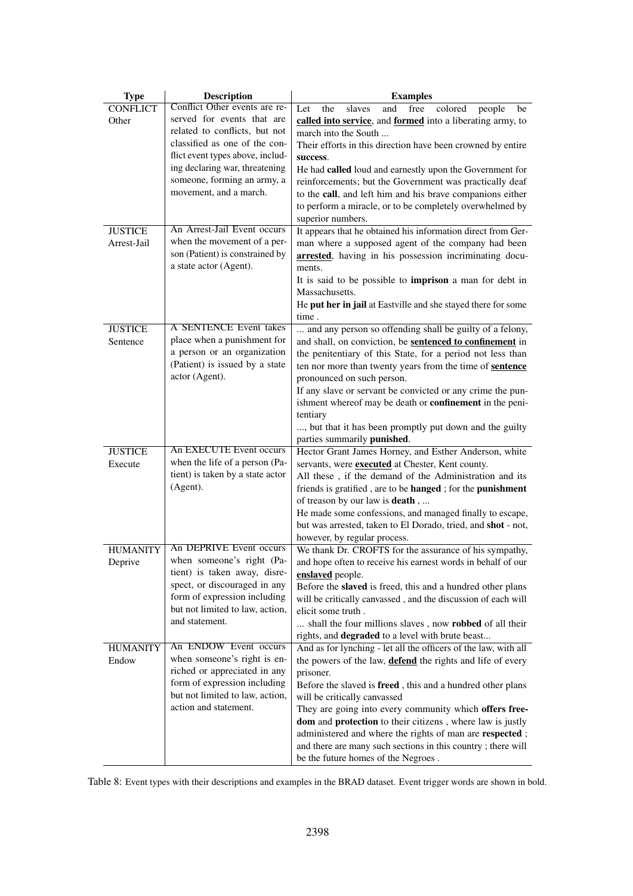| Type | Description | Examples |
|---|---|---|
| CONFLICT Other | Conflict Other events are reserved for events that are related to conflicts, but not classified as one of the conflict event types above, including declaring war, threatening someone, forming an army, a movement, and a march. | Let the slaves and free colored people be **called into service**, and **formed** into a liberating army, to march into the South ...<br>Their efforts in this direction have been crowned by entire **success**.<br>He had **called** loud and earnestly upon the Government for reinforcements; but the Government was practically deaf to the **call**, and left him and his brave companions either to perform a miracle, or to be completely overwhelmed by superior numbers. |
| JUSTICE Arrest-Jail | An Arrest-Jail Event occurs when the movement of a person (Patient) is constrained by a state actor (Agent). | It appears that he obtained his information direct from German where a supposed agent of the company had been **arrested**, having in his possession incriminating documents.<br>It is said to be possible to **imprison** a man for debt in Massachusetts.<br>He **put her in jail** at Eastville and she stayed there for some time . |
| JUSTICE Sentence | A SENTENCE Event takes place when a punishment for a person or an organization (Patient) is issued by a state actor (Agent). | ... and any person so offending shall be guilty of a felony, and shall, on conviction, be **sentenced to confinement** in the penitentiary of this State, for a period not less than ten nor more than twenty years from the time of **sentence** pronounced on such person.<br>If any slave or servant be convicted or any crime the punishment whereof may be death or **confinement** in the penitentiary<br>..., but that it has been promptly put down and the guilty parties summarily **punished**. |
| JUSTICE Execute | An EXECUTE Event occurs when the life of a person (Patient) is taken by a state actor (Agent). | Hector Grant James Horney, and Esther Anderson, white servants, were **executed** at Chester, Kent county.<br>All these , if the demand of the Administration and its friends is gratified , are to be **hanged** ; for the **punishment** of treason by our law is **death** , ...<br>He made some confessions, and managed finally to escape, but was arrested, taken to El Dorado, tried, and **shot** - not, however, by regular process. |
| HUMANITY Deprive | An DEPRIVE Event occurs when someone's right (Patient) is taken away, disrespect, or discouraged in any form of expression including but not limited to law, action, and statement. | We thank Dr. CROFTS for the assurance of his sympathy, and hope often to receive his earnest words in behalf of our **enslaved** people.<br>Before the **slaved** is freed, this and a hundred other plans will be critically canvassed , and the discussion of each will elicit some truth .<br>... shall the four millions slaves , now **robbed** of all their rights, and **degraded** to a level with brute beast... |
| HUMANITY Endow | An ENDOW Event occurs when someone's right is enriched or appreciated in any form of expression including but not limited to law, action, action and statement. | And as for lynching - let all the officers of the law, with all the powers of the law, **defend** the rights and life of every prisoner.<br>Before the slaved is **freed** , this and a hundred other plans will be critically canvassed<br>They are going into every community which **offers freedom** and **protection** to their citizens , where law is justly administered and where the rights of man are **respected** ; and there are many such sections in this country ; there will be the future homes of the Negroes . |

Table 8: Event types with their descriptions and examples in the BRAD dataset. Event trigger words are shown in bold.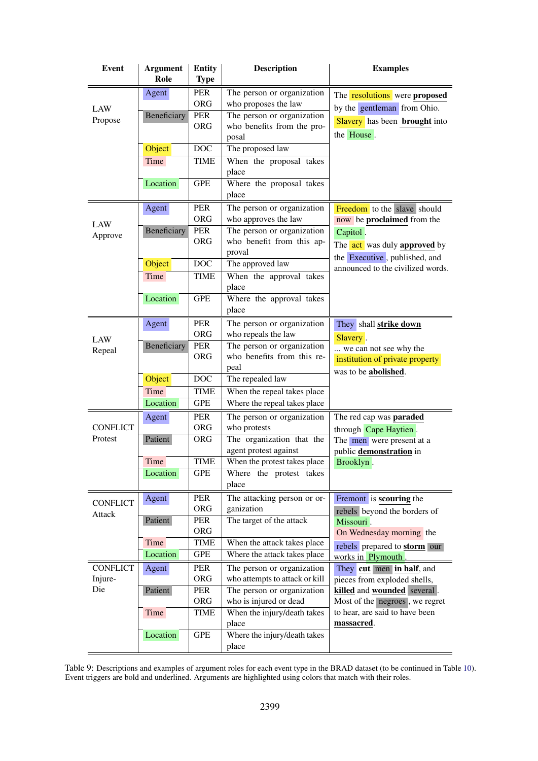| Event | Argument Role | Entity Type | Description | Examples |
|---|---|---|---|---|
| LAW Propose | Agent | PER ORG | The person or organization who proposes the law | The resolutions were **proposed** by the gentleman from Ohio. Slavery has been **brought** into the House. |
| | Beneficiary | PER ORG | The person or organization who benefits from the proposal | |
| | Object | DOC | The proposed law | |
| | Time | TIME | When the proposal takes place | |
| | Location | GPE | Where the proposal takes place | |
| LAW Approve | Agent | PER ORG | The person or organization who approves the law | Freedom to the slave should now be **proclaimed** from the Capitol. The act was duly **approved** by the Executive, published, and announced to the civilized words. |
| | Beneficiary | PER ORG | The person or organization who benefit from this approval | |
| | Object | DOC | The approved law | |
| | Time | TIME | When the approval takes place | |
| | Location | GPE | Where the approval takes place | |
| LAW Repeal | Agent | PER ORG | The person or organization who repeals the law | They shall **strike down** Slavery. ... we can not see why the institution of private property was to be **abolished**. |
| | Beneficiary | PER ORG | The person or organization who benefits from this repeal | |
| | Object | DOC | The repealed law | |
| | Time | TIME | When the repeal takes place | |
| | Location | GPE | Where the repeal takes place | |
| CONFLICT Protest | Agent | PER ORG | The person or organization who protests | The red cap was **paraded** through Cape Haytien. The men were present at a public **demonstration** in Brooklyn. |
| | Patient | ORG | The organization that the agent protest against | |
| | Time | TIME | When the protest takes place | |
| | Location | GPE | Where the protest takes place | |
| CONFLICT Attack | Agent | PER ORG | The attacking person or organization | Fremont is **scouring** the rebels beyond the borders of Missouri. On Wednesday morning the rebels prepared to **storm** our works in Plymouth. |
| | Patient | PER ORG | The target of the attack | |
| | Time | TIME | When the attack takes place | |
| | Location | GPE | Where the attack takes place | |
| CONFLICT Injure-Die | Agent | PER ORG | The person or organization who attempts to attack or kill | They **cut** men **in half**, and pieces from exploded shells, **killed** and **wounded** several. Most of the negroes, we regret to hear, are said to have been **massacred**. |
| | Patient | PER ORG | The person or organization who is injured or dead | |
| | Time | TIME | When the injury/death takes place | |
| | Location | GPE | Where the injury/death takes place | |

Table 9: Descriptions and examples of argument roles for each event type in the BRAD dataset (to be continued in Table 10). Event triggers are bold and underlined. Arguments are highlighted using colors that match with their roles.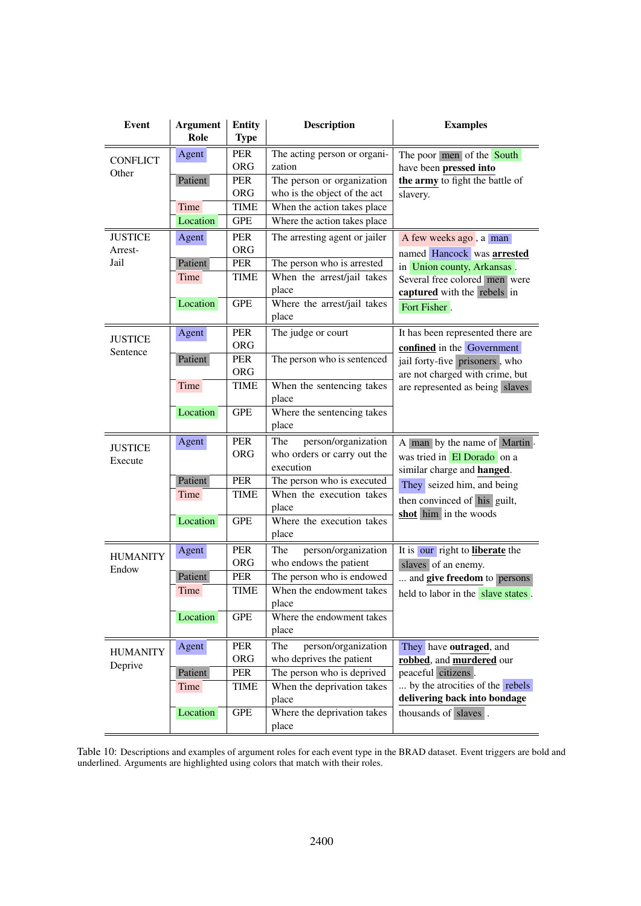| Event | Argument Role | Entity Type | Description | Examples |
|---|---|---|---|---|
| CONFLICT Other | Agent | PER ORG | The acting person or organization | The poor men of the South have been **pressed into the army** to fight the battle of slavery. |
| | Patient | PER ORG | The person or organization who is the object of the act | |
| | Time | TIME | When the action takes place | |
| | Location | GPE | Where the action takes place | |
| JUSTICE Arrest-Jail | Agent | PER ORG | The arresting agent or jailer | A few weeks ago , a man named Hancock was **arrested** in Union county, Arkansas . Several free colored men were **captured** with the rebels in Fort Fisher . |
| | Patient | PER | The person who is arrested | |
| | Time | TIME | When the arrest/jail takes place | |
| | Location | GPE | Where the arrest/jail takes place | |
| JUSTICE Sentence | Agent | PER ORG | The judge or court | It has been represented there are **confined** in the Government jail forty-five prisoners , who are not charged with crime, but are represented as being slaves |
| | Patient | PER ORG | The person who is sentenced | |
| | Time | TIME | When the sentencing takes place | |
| | Location | GPE | Where the sentencing takes place | |
| JUSTICE Execute | Agent | PER ORG | The person/organization who orders or carry out the execution | A man by the name of Martin . was tried in El Dorado on a similar charge and **hanged**. They seized him, and being then convinced of his guilt, **shot** him in the woods |
| | Patient | PER | The person who is executed | |
| | Time | TIME | When the execution takes place | |
| | Location | GPE | Where the execution takes place | |
| HUMANITY Endow | Agent | PER ORG | The person/organization who endows the patient | It is our right to **liberate** the slaves of an enemy. ... and **give freedom** to persons held to labor in the slave states . |
| | Patient | PER | The person who is endowed | |
| | Time | TIME | When the endowment takes place | |
| | Location | GPE | Where the endowment takes place | |
| HUMANITY Deprive | Agent | PER ORG | The person/organization who deprives the patient | They have **outraged**, and **robbed**, and **murdered** our peaceful citizens . ... by the atrocities of the rebels **delivering back into bondage** thousands of slaves . |
| | Patient | PER | The person who is deprived | |
| | Time | TIME | When the deprivation takes place | |
| | Location | GPE | Where the deprivation takes place | |

Table 10: Descriptions and examples of argument roles for each event type in the BRAD dataset. Event triggers are bold and underlined. Arguments are highlighted using colors that match with their roles.